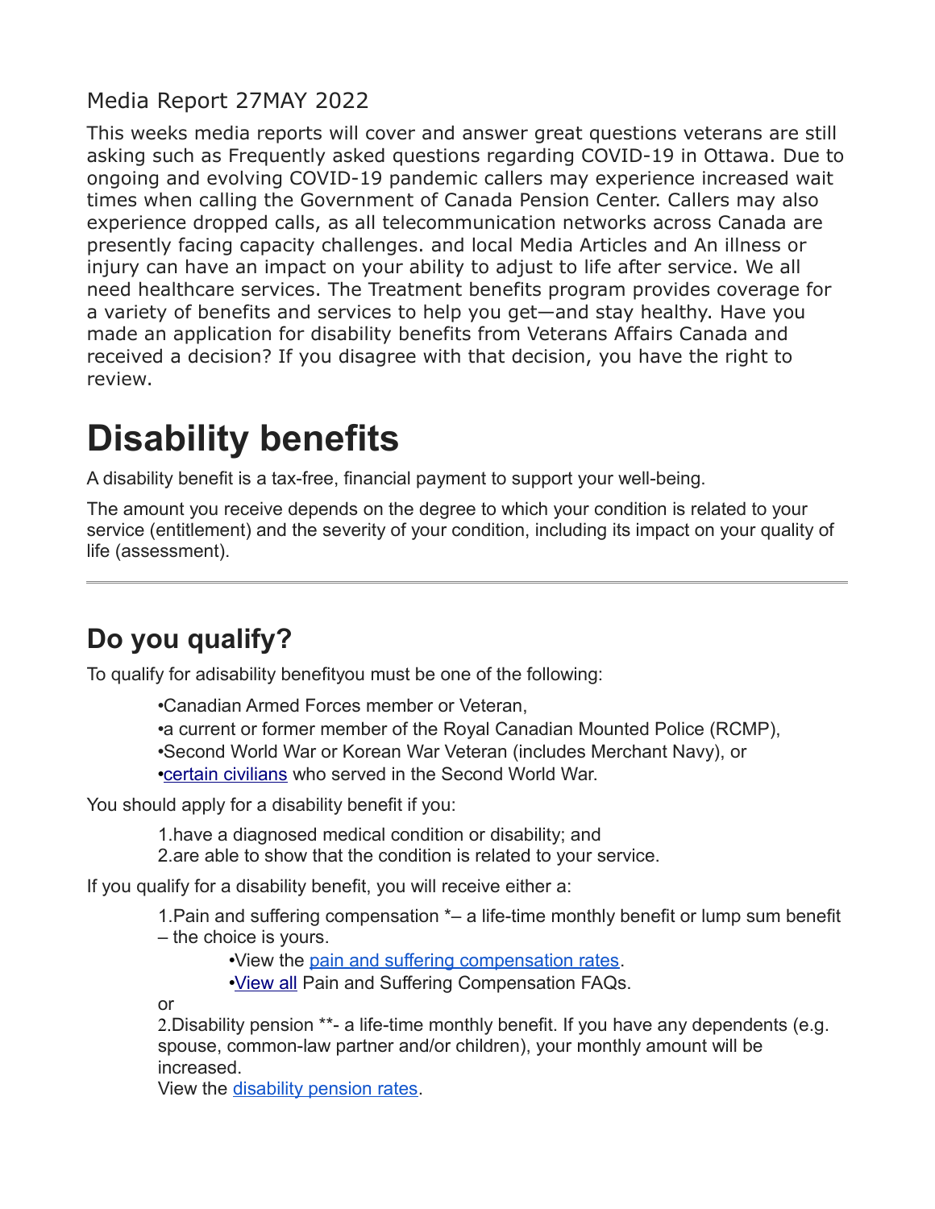Media Report 27MAY 2022

This weeks media reports will cover and answer great questions veterans are still asking such as Frequently asked questions regarding COVID-19 in Ottawa. Due to ongoing and evolving COVID-19 pandemic callers may experience increased wait times when calling the Government of Canada Pension Center. Callers may also experience dropped calls, as all telecommunication networks across Canada are presently facing capacity challenges. and local Media Articles and An illness or injury can have an impact on your ability to adjust to life after service. We all need healthcare services. The Treatment benefits program provides coverage for a variety of benefits and services to help you get—and stay healthy. Have you made an application for disability benefits from Veterans Affairs Canada and received a decision? If you disagree with that decision, you have the right to review.

# Disability benefits

A disability benefit is a tax-free, financial payment to support your well-being.

The amount you receive depends on the degree to which your condition is related to your service (entitlement) and the severity of your condition, including its impact on your quality of life (assessment).

---

## Do you qualify?

To qualify for adisability benefityou must be one of the following:

- Canadian Armed Forces member or Veteran,
- a current or former member of the Royal Canadian Mounted Police (RCMP),
- Second World War or Korean War Veteran (includes Merchant Navy), or
- certain civilians who served in the Second World War.

You should apply for a disability benefit if you:

1. have a diagnosed medical condition or disability; and
2. are able to show that the condition is related to your service.

If you qualify for a disability benefit, you will receive either a:

1. Pain and suffering compensation *– a life-time monthly benefit or lump sum benefit – the choice is yours.
   - View the pain and suffering compensation rates.
   - View all Pain and Suffering Compensation FAQs.

   or
2. Disability pension **- a life-time monthly benefit. If you have any dependents (e.g. spouse, common-law partner and/or children), your monthly amount will be increased.
   View the disability pension rates.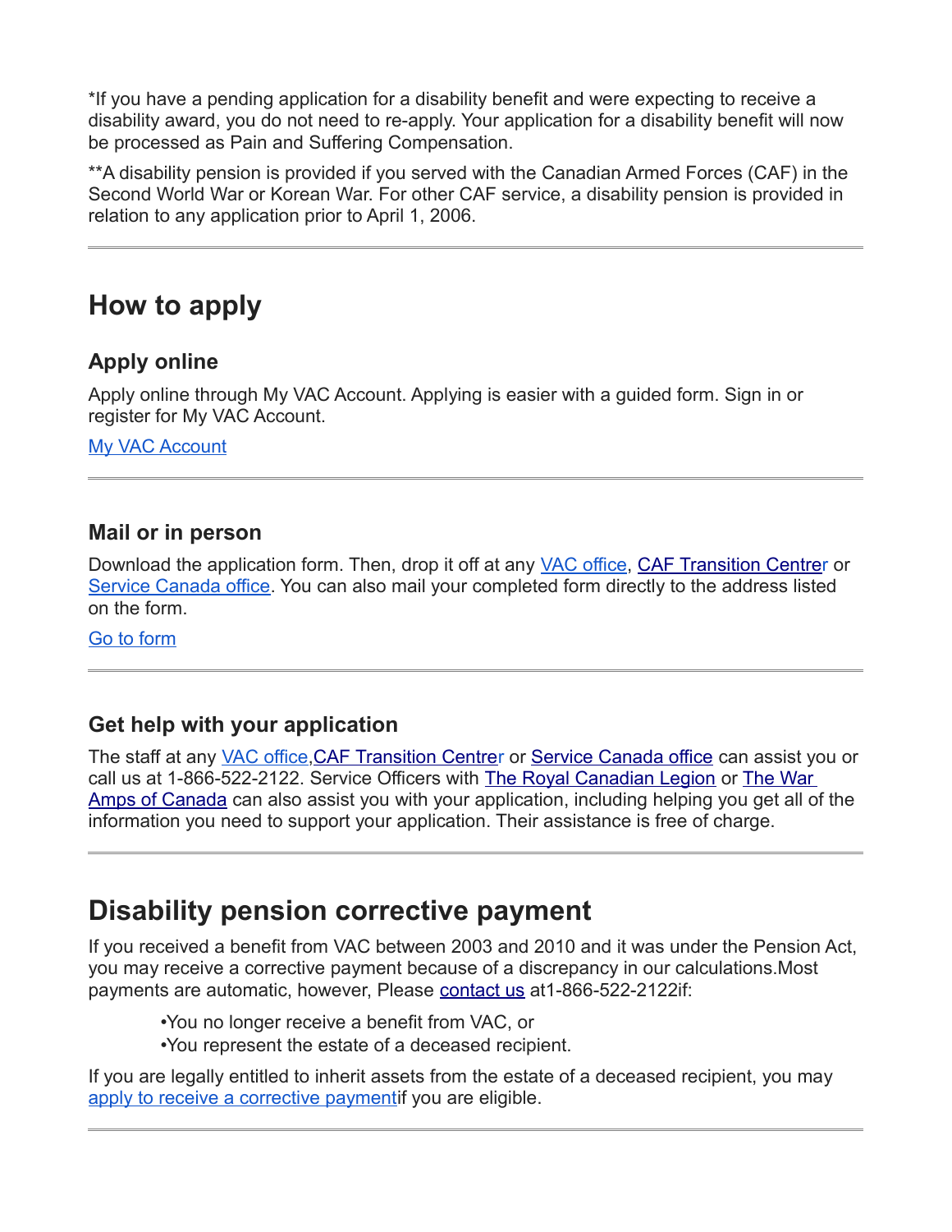*If you have a pending application for a disability benefit and were expecting to receive a disability award, you do not need to re-apply. Your application for a disability benefit will now be processed as Pain and Suffering Compensation.

**A disability pension is provided if you served with the Canadian Armed Forces (CAF) in the Second World War or Korean War. For other CAF service, a disability pension is provided in relation to any application prior to April 1, 2006.

---

## How to apply

### Apply online

Apply online through My VAC Account. Applying is easier with a guided form. Sign in or register for My VAC Account.

My VAC Account

---

### Mail or in person

Download the application form. Then, drop it off at any VAC office, CAF Transition Centre or Service Canada office. You can also mail your completed form directly to the address listed on the form.

Go to form

---

### Get help with your application

The staff at any VAC office,CAF Transition Centre or Service Canada office can assist you or call us at 1-866-522-2122. Service Officers with The Royal Canadian Legion or The War Amps of Canada can also assist you with your application, including helping you get all of the information you need to support your application. Their assistance is free of charge.

---

## Disability pension corrective payment

If you received a benefit from VAC between 2003 and 2010 and it was under the Pension Act, you may receive a corrective payment because of a discrepancy in our calculations.Most payments are automatic, however, Please contact us at1-866-522-2122if:

- You no longer receive a benefit from VAC, or
- You represent the estate of a deceased recipient.

If you are legally entitled to inherit assets from the estate of a deceased recipient, you may apply to receive a corrective paymentif you are eligible.

---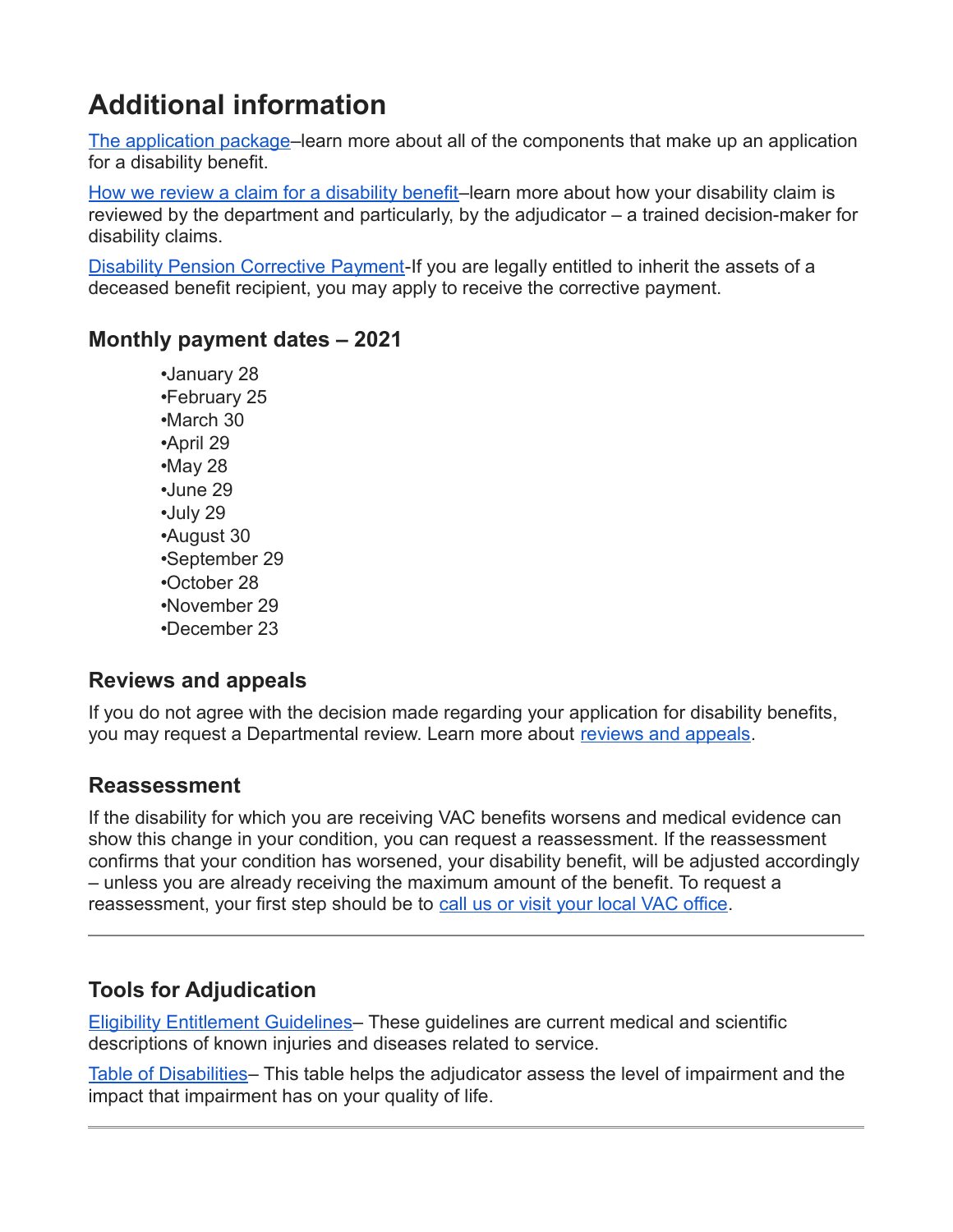# Additional information

The application package–learn more about all of the components that make up an application for a disability benefit.

How we review a claim for a disability benefit–learn more about how your disability claim is reviewed by the department and particularly, by the adjudicator – a trained decision-maker for disability claims.

Disability Pension Corrective Payment-If you are legally entitled to inherit the assets of a deceased benefit recipient, you may apply to receive the corrective payment.

## Monthly payment dates – 2021

- January 28
- February 25
- March 30
- April 29
- May 28
- June 29
- July 29
- August 30
- September 29
- October 28
- November 29
- December 23

## Reviews and appeals

If you do not agree with the decision made regarding your application for disability benefits, you may request a Departmental review. Learn more about reviews and appeals.

## Reassessment

If the disability for which you are receiving VAC benefits worsens and medical evidence can show this change in your condition, you can request a reassessment. If the reassessment confirms that your condition has worsened, your disability benefit, will be adjusted accordingly – unless you are already receiving the maximum amount of the benefit. To request a reassessment, your first step should be to call us or visit your local VAC office.

---

## Tools for Adjudication

Eligibility Entitlement Guidelines– These guidelines are current medical and scientific descriptions of known injuries and diseases related to service.

Table of Disabilities– This table helps the adjudicator assess the level of impairment and the impact that impairment has on your quality of life.

---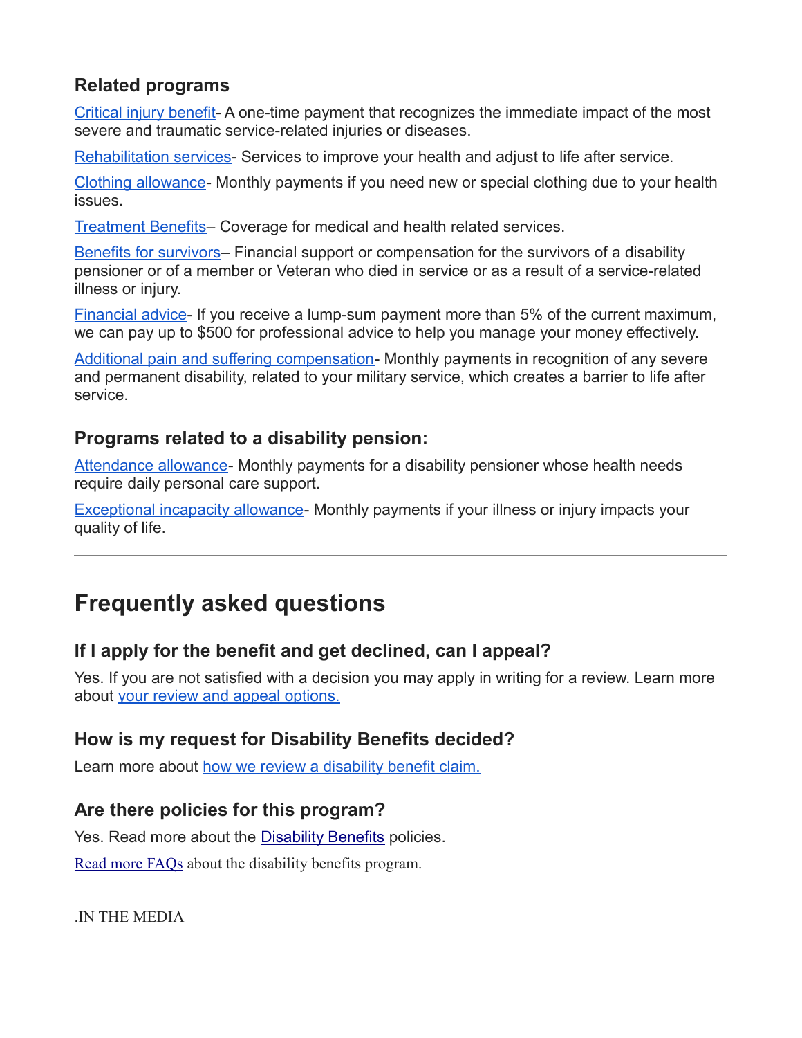### Related programs

Critical injury benefit- A one-time payment that recognizes the immediate impact of the most severe and traumatic service-related injuries or diseases.

Rehabilitation services- Services to improve your health and adjust to life after service.

Clothing allowance- Monthly payments if you need new or special clothing due to your health issues.

Treatment Benefits– Coverage for medical and health related services.

Benefits for survivors– Financial support or compensation for the survivors of a disability pensioner or of a member or Veteran who died in service or as a result of a service-related illness or injury.

Financial advice- If you receive a lump-sum payment more than 5% of the current maximum, we can pay up to $500 for professional advice to help you manage your money effectively.

Additional pain and suffering compensation- Monthly payments in recognition of any severe and permanent disability, related to your military service, which creates a barrier to life after service.

### Programs related to a disability pension:

Attendance allowance- Monthly payments for a disability pensioner whose health needs require daily personal care support.

Exceptional incapacity allowance- Monthly payments if your illness or injury impacts your quality of life.

---

## Frequently asked questions

### If I apply for the benefit and get declined, can I appeal?

Yes. If you are not satisfied with a decision you may apply in writing for a review. Learn more about your review and appeal options.

### How is my request for Disability Benefits decided?

Learn more about how we review a disability benefit claim.

### Are there policies for this program?

Yes. Read more about the Disability Benefits policies.

Read more FAQs about the disability benefits program.

.IN THE MEDIA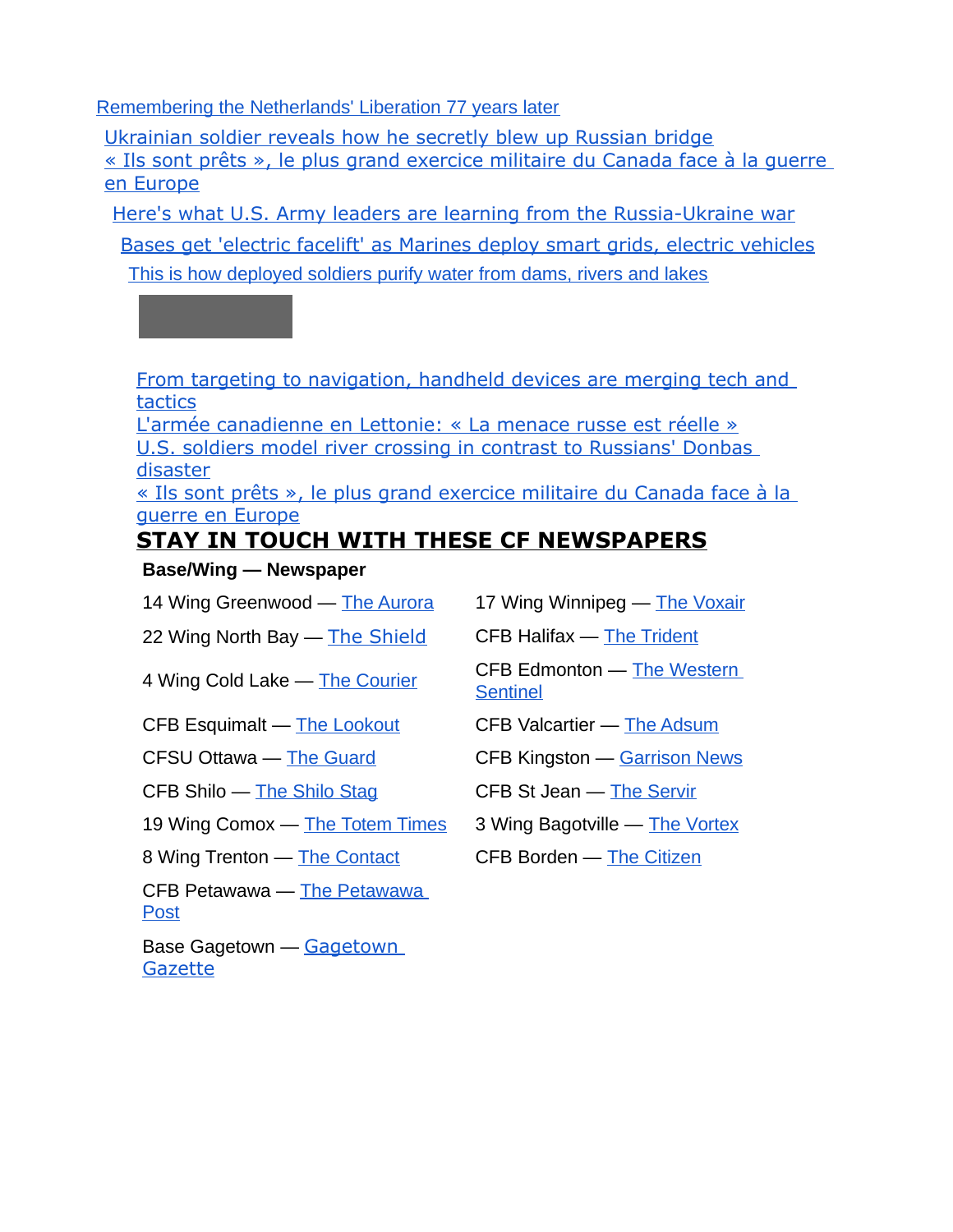Remembering the Netherlands' Liberation 77 years later

Ukrainian soldier reveals how he secretly blew up Russian bridge

« Ils sont prêts », le plus grand exercice militaire du Canada face à la guerre en Europe

Here's what U.S. Army leaders are learning from the Russia-Ukraine war

Bases get 'electric facelift' as Marines deploy smart grids, electric vehicles

This is how deployed soldiers purify water from dams, rivers and lakes

From targeting to navigation, handheld devices are merging tech and tactics

L'armée canadienne en Lettonie: « La menace russe est réelle »

U.S. soldiers model river crossing in contrast to Russians' Donbas disaster

« Ils sont prêts », le plus grand exercice militaire du Canada face à la guerre en Europe

## STAY IN TOUCH WITH THESE CF NEWSPAPERS

**Base/Wing — Newspaper**

14 Wing Greenwood — The Aurora

22 Wing North Bay — The Shield

4 Wing Cold Lake — The Courier

CFB Esquimalt — The Lookout

CFSU Ottawa — The Guard

CFB Shilo — The Shilo Stag

19 Wing Comox — The Totem Times

8 Wing Trenton — The Contact

CFB Petawawa — The Petawawa Post

Base Gagetown — Gagetown Gazette

17 Wing Winnipeg — The Voxair

CFB Halifax — The Trident

CFB Edmonton — The Western Sentinel

CFB Valcartier — The Adsum

CFB Kingston — Garrison News

CFB St Jean — The Servir

3 Wing Bagotville — The Vortex

CFB Borden — The Citizen